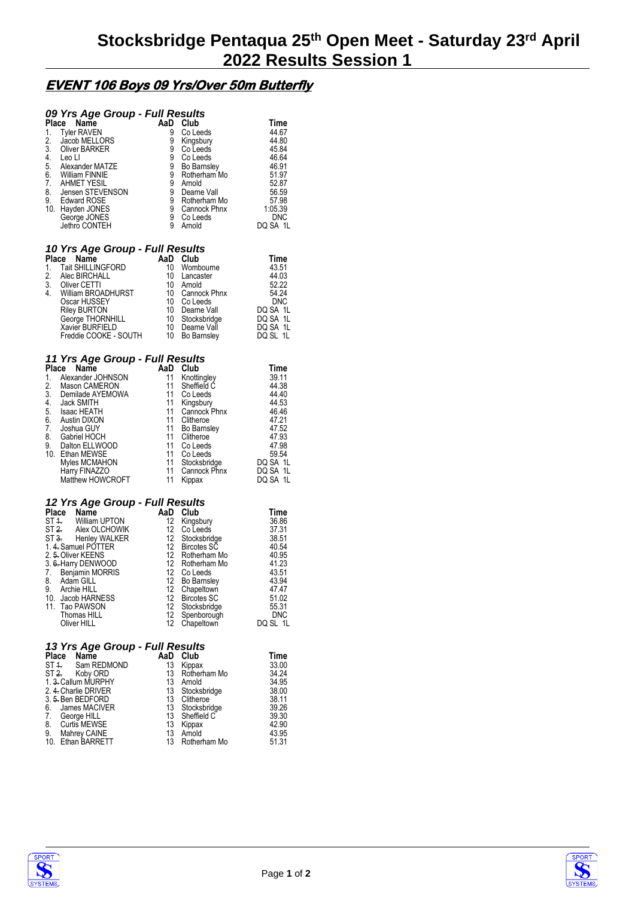# Stocksbridge Pentaqua 25th Open Meet - Saturday 23rd April 2022 Results Session 1

## EVENT 106 Boys 09 Yrs/Over 50m Butterfly

### 09 Yrs Age Group - Full Results

| Place | Name | AaD | Club | Time |
|---|---|---|---|---|
| 1. | Tyler RAVEN | 9 | Co Leeds | 44.67 |
| 2. | Jacob MELLORS | 9 | Kingsbury | 44.80 |
| 3. | Oliver BARKER | 9 | Co Leeds | 45.84 |
| 4. | Leo LI | 9 | Co Leeds | 46.64 |
| 5. | Alexander MATZE | 9 | Bo Barnsley | 46.91 |
| 6. | William FINNIE | 9 | Rotherham Mo | 51.97 |
| 7. | AHMET YESIL | 9 | Arnold | 52.87 |
| 8. | Jensen STEVENSON | 9 | Dearne Vall | 56.59 |
| 9. | Edward ROSE | 9 | Rotherham Mo | 57.98 |
| 10. | Hayden JONES | 9 | Cannock Phnx | 1:05.39 |
| | George JONES | 9 | Co Leeds | DNC |
| | Jethro CONTEH | 9 | Arnold | DQ SA 1L |

### 10 Yrs Age Group - Full Results

| Place | Name | AaD | Club | Time |
|---|---|---|---|---|
| 1. | Tait SHILLINGFORD | 10 | Wombourne | 43.51 |
| 2. | Alec BIRCHALL | 10 | Lancaster | 44.03 |
| 3. | Oliver CETTI | 10 | Arnold | 52.22 |
| 4. | William BROADHURST | 10 | Cannock Phnx | 54.24 |
| | Oscar HUSSEY | 10 | Co Leeds | DNC |
| | Riley BURTON | 10 | Dearne Vall | DQ SA 1L |
| | George THORNHILL | 10 | Stocksbridge | DQ SA 1L |
| | Xavier BURFIELD | 10 | Dearne Vall | DQ SA 1L |
| | Freddie COOKE - SOUTH | 10 | Bo Barnsley | DQ SL 1L |

### 11 Yrs Age Group - Full Results

| Place | Name | AaD | Club | Time |
|---|---|---|---|---|
| 1. | Alexander JOHNSON | 11 | Knottingley | 39.11 |
| 2. | Mason CAMERON | 11 | Sheffield C | 44.38 |
| 3. | Demilade AYEMOWA | 11 | Co Leeds | 44.40 |
| 4. | Jack SMITH | 11 | Kingsbury | 44.53 |
| 5. | Isaac HEATH | 11 | Cannock Phnx | 46.46 |
| 6. | Austin DIXON | 11 | Clitheroe | 47.21 |
| 7. | Joshua GUY | 11 | Bo Barnsley | 47.52 |
| 8. | Gabriel HOCH | 11 | Clitheroe | 47.93 |
| 9. | Dalton ELLWOOD | 11 | Co Leeds | 47.98 |
| 10. | Ethan MEWSE | 11 | Co Leeds | 59.54 |
| | Myles MCMAHON | 11 | Stocksbridge | DQ SA 1L |
| | Harry FINAZZO | 11 | Cannock Phnx | DQ SA 1L |
| | Matthew HOWCROFT | 11 | Kippax | DQ SA 1L |

### 12 Yrs Age Group - Full Results

| Place | Name | AaD | Club | Time |
|---|---|---|---|---|
| ST ~~1.~~ | William UPTON | 12 | Kingsbury | 36.86 |
| ST ~~2.~~ | Alex OLCHOWIK | 12 | Co Leeds | 37.31 |
| ST ~~3.~~ | Henley WALKER | 12 | Stocksbridge | 38.51 |
| 1. ~~4.~~ | Samuel POTTER | 12 | Bircotes SC | 40.54 |
| 2. ~~5.~~ | Oliver KEENS | 12 | Rotherham Mo | 40.95 |
| 3. ~~6.~~ | Harry DENWOOD | 12 | Rotherham Mo | 41.23 |
| 7. | Benjamin MORRIS | 12 | Co Leeds | 43.51 |
| 8. | Adam GILL | 12 | Bo Barnsley | 43.94 |
| 9. | Archie HILL | 12 | Chapeltown | 47.47 |
| 10. | Jacob HARNESS | 12 | Bircotes SC | 51.02 |
| 11. | Tao PAWSON | 12 | Stocksbridge | 55.31 |
| | Thomas HILL | 12 | Spenborough | DNC |
| | Oliver HILL | 12 | Chapeltown | DQ SL 1L |

### 13 Yrs Age Group - Full Results

| Place | Name | AaD | Club | Time |
|---|---|---|---|---|
| ST ~~1.~~ | Sam REDMOND | 13 | Kippax | 33.00 |
| ST ~~2.~~ | Koby ORD | 13 | Rotherham Mo | 34.24 |
| 1. ~~3.~~ | Callum MURPHY | 13 | Arnold | 34.95 |
| 2. ~~4.~~ | Charlie DRIVER | 13 | Stocksbridge | 38.00 |
| 3. ~~5.~~ | Ben BEDFORD | 13 | Clitheroe | 38.11 |
| 6. | James MACIVER | 13 | Stocksbridge | 39.26 |
| 7. | George HILL | 13 | Sheffield C | 39.30 |
| 8. | Curtis MEWSE | 13 | Kippax | 42.90 |
| 9. | Mahrey CAINE | 13 | Arnold | 43.95 |
| 10. | Ethan BARRETT | 13 | Rotherham Mo | 51.31 |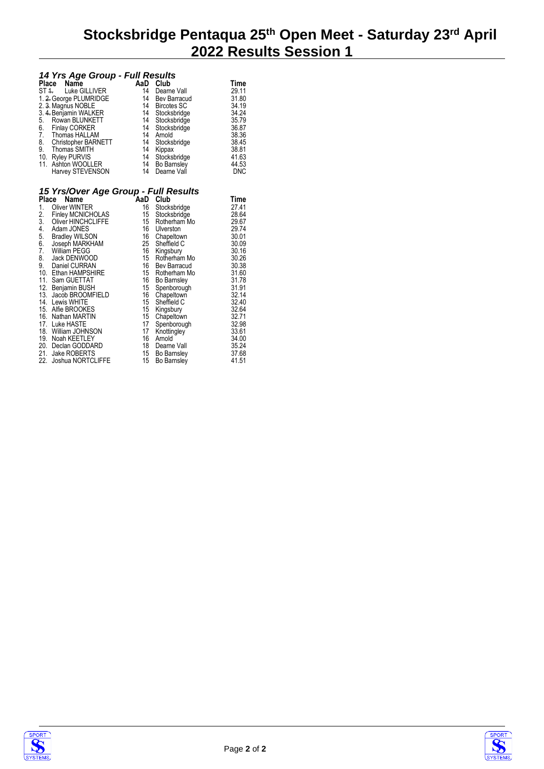# Stocksbridge Pentaqua 25th Open Meet - Saturday 23rd April 2022 Results Session 1

### *14 Yrs Age Group - Full Results*

| Place | Name | AaD | Club | Time |
|---|---|---|---|---|
| ST ~~1.~~ | Luke GILLIVER | 14 | Dearne Vall | 29.11 |
| 1. ~~2.~~ | George PLUMRIDGE | 14 | Bev Barracud | 31.80 |
| 2. ~~3.~~ | Magnus NOBLE | 14 | Bircotes SC | 34.19 |
| 3. ~~4.~~ | Benjamin WALKER | 14 | Stocksbridge | 34.24 |
| 5. | Rowan BLUNKETT | 14 | Stocksbridge | 35.79 |
| 6. | Finlay CORKER | 14 | Stocksbridge | 36.87 |
| 7. | Thomas HALLAM | 14 | Arnold | 38.36 |
| 8. | Christopher BARNETT | 14 | Stocksbridge | 38.45 |
| 9. | Thomas SMITH | 14 | Kippax | 38.81 |
| 10. | Ryley PURVIS | 14 | Stocksbridge | 41.63 |
| 11. | Ashton WOOLLER | 14 | Bo Barnsley | 44.53 |
| | Harvey STEVENSON | 14 | Dearne Vall | DNC |

### *15 Yrs/Over Age Group - Full Results*

| Place | Name | AaD | Club | Time |
|---|---|---|---|---|
| 1. | Oliver WINTER | 16 | Stocksbridge | 27.41 |
| 2. | Finley MCNICHOLAS | 15 | Stocksbridge | 28.64 |
| 3. | Oliver HINCHCLIFFE | 15 | Rotherham Mo | 29.67 |
| 4. | Adam JONES | 16 | Ulverston | 29.74 |
| 5. | Bradley WILSON | 16 | Chapeltown | 30.01 |
| 6. | Joseph MARKHAM | 25 | Sheffield C | 30.09 |
| 7. | William PEGG | 16 | Kingsbury | 30.16 |
| 8. | Jack DENWOOD | 15 | Rotherham Mo | 30.26 |
| 9. | Daniel CURRAN | 16 | Bev Barracud | 30.38 |
| 10. | Ethan HAMPSHIRE | 15 | Rotherham Mo | 31.60 |
| 11. | Sam GUETTAT | 16 | Bo Barnsley | 31.78 |
| 12. | Benjamin BUSH | 15 | Spenborough | 31.91 |
| 13. | Jacob BROOMFIELD | 16 | Chapeltown | 32.14 |
| 14. | Lewis WHITE | 15 | Sheffield C | 32.40 |
| 15. | Alfie BROOKES | 15 | Kingsbury | 32.64 |
| 16. | Nathan MARTIN | 15 | Chapeltown | 32.71 |
| 17. | Luke HASTE | 17 | Spenborough | 32.98 |
| 18. | William JOHNSON | 17 | Knottingley | 33.61 |
| 19. | Noah KEETLEY | 16 | Arnold | 34.00 |
| 20. | Declan GODDARD | 18 | Dearne Vall | 35.24 |
| 21. | Jake ROBERTS | 15 | Bo Barnsley | 37.68 |
| 22. | Joshua NORTCLIFFE | 15 | Bo Barnsley | 41.51 |